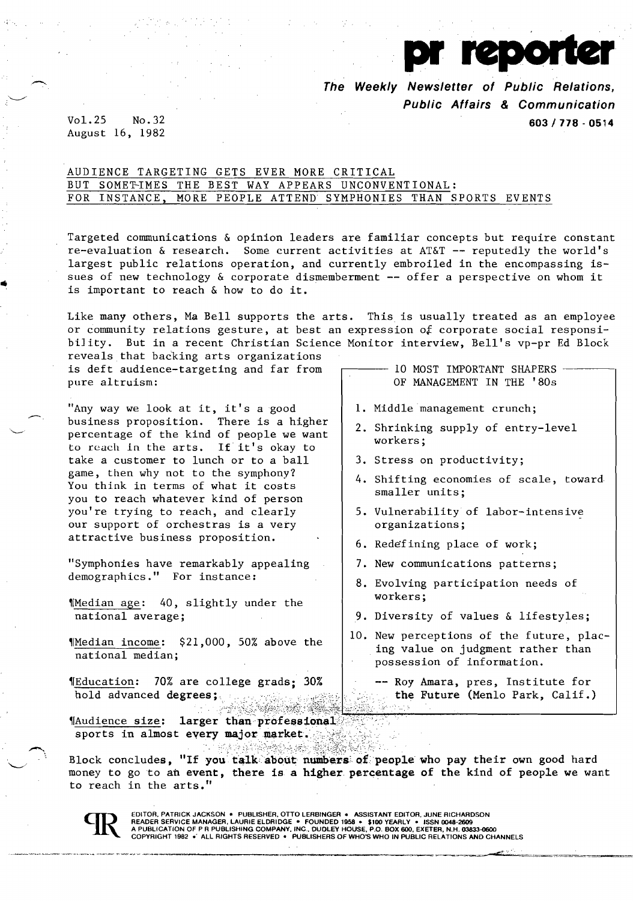# pr reporter

***The Weekly Newsletter of Public Relations, Public Affairs & Communication***

**603 / 778 - 0514**

Vol.25 No.32
August 16, 1982

## AUDIENCE TARGETING GETS EVER MORE CRITICAL BUT SOMETIMES THE BEST WAY APPEARS UNCONVENTIONAL: FOR INSTANCE, MORE PEOPLE ATTEND SYMPHONIES THAN SPORTS EVENTS

Targeted communications & opinion leaders are familiar concepts but require constant re-evaluation & research. Some current activities at AT&T -- reputedly the world's largest public relations operation, and currently embroiled in the encompassing issues of new technology & corporate dismemberment -- offer a perspective on whom it is important to reach & how to do it.

Like many others, Ma Bell supports the arts. This is usually treated as an employee or community relations gesture, at best an expression of corporate social responsibility. But in a recent Christian Science Monitor interview, Bell's vp-pr Ed Block reveals that backing arts organizations is deft audience-targeting and far from pure altruism:

"Any way we look at it, it's a good business proposition. There is a higher percentage of the kind of people we want to reach in the arts. If it's okay to take a customer to lunch or to a ball game, then why not to the symphony? You think in terms of what it costs you to reach whatever kind of person you're trying to reach, and clearly our support of orchestras is a very attractive business proposition.

"Symphonies have remarkably appealing demographics." For instance:

¶Median age: 40, slightly under the national average;

¶Median income: $21,000, 50% above the national median;

¶Education: 70% are college grads; 30% hold advanced degrees;

¶Audience size: **larger than professional sports in almost every major market.**

Block concludes, **"If you talk about numbers of people who pay their own good hard money to go to an event, there is a higher percentage of the kind of people we want to reach in the arts."**

---

**10 MOST IMPORTANT SHAPERS OF MANAGEMENT IN THE '80s**

1. Middle management crunch;
2. Shrinking supply of entry-level workers;
3. Stress on productivity;
4. Shifting economies of scale, toward smaller units;
5. Vulnerability of labor-intensive organizations;
6. Redefining place of work;
7. New communications patterns;
8. Evolving participation needs of workers;
9. Diversity of values & lifestyles;
10. New perceptions of the future, placing value on judgment rather than possession of information.

-- Roy Amara, pres, Institute for the Future (Menlo Park, Calif.)

---

EDITOR, PATRICK JACKSON • PUBLISHER, OTTO LERBINGER • ASSISTANT EDITOR, JUNE RICHARDSON
READER SERVICE MANAGER, LAURIE ELDRIDGE • FOUNDED 1958 • $100 YEARLY • ISSN 0048-2609
A PUBLICATION OF P R PUBLISHING COMPANY, INC., DUDLEY HOUSE, P.O. BOX 600, EXETER, N.H. 03833-0600
COPYRIGHT 1982 • ALL RIGHTS RESERVED • PUBLISHERS OF WHO'S WHO IN PUBLIC RELATIONS AND CHANNELS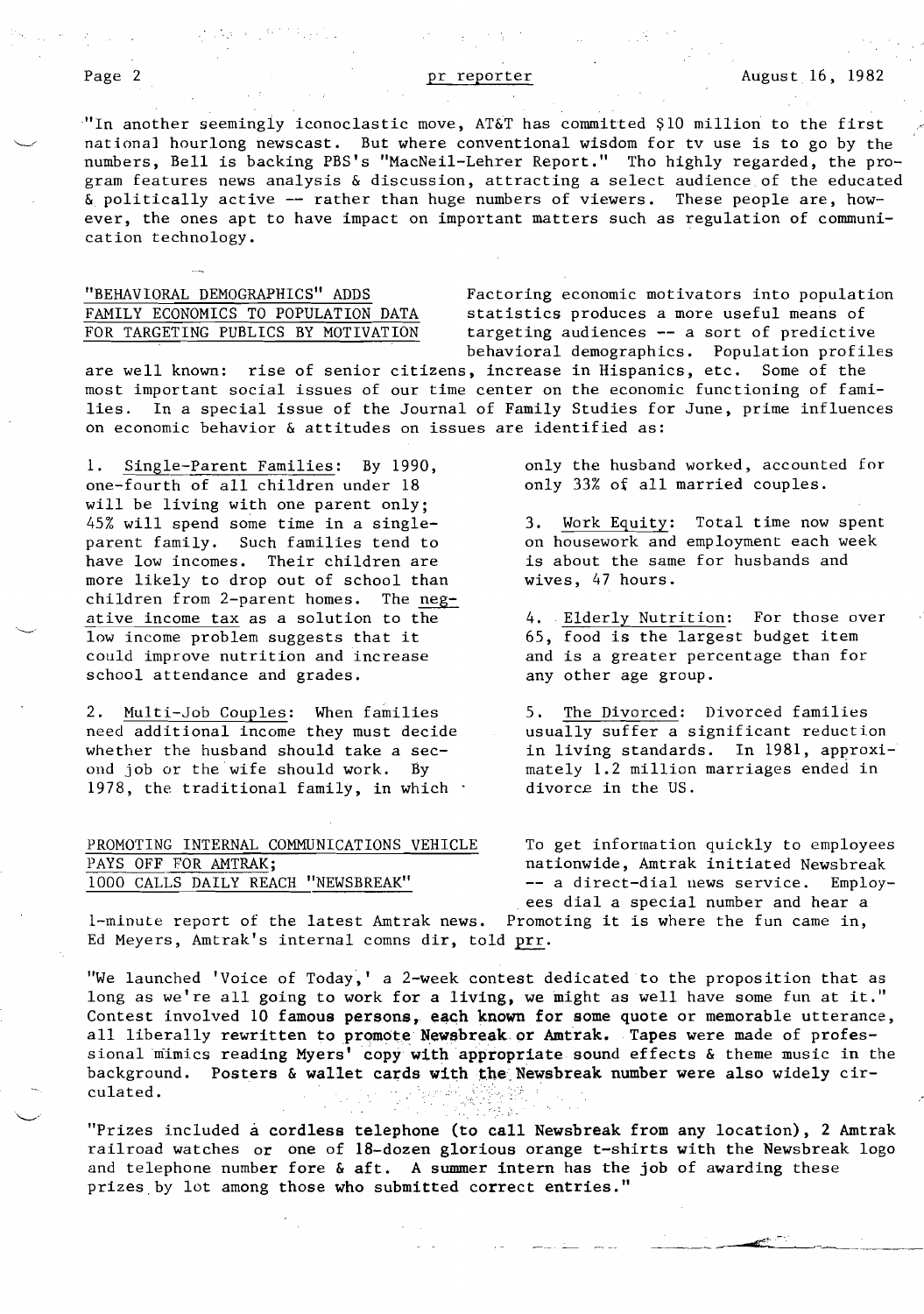"In another seemingly iconoclastic move, AT&T has committed $10 million to the first national hourlong newscast. But where conventional wisdom for tv use is to go by the numbers, Bell is backing PBS's "MacNeil-Lehrer Report." Tho highly regarded, the program features news analysis & discussion, attracting a select audience of the educated & politically active -- rather than huge numbers of viewers. These people are, however, the ones apt to have impact on important matters such as regulation of communication technology.

## "BEHAVIORAL DEMOGRAPHICS" ADDS FAMILY ECONOMICS TO POPULATION DATA FOR TARGETING PUBLICS BY MOTIVATION

Factoring economic motivators into population statistics produces a more useful means of targeting audiences -- a sort of predictive behavioral demographics. Population profiles are well known: rise of senior citizens, increase in Hispanics, etc. Some of the most important social issues of our time center on the economic functioning of families. In a special issue of the Journal of Family Studies for June, prime influences on economic behavior & attitudes on issues are identified as:

1. Single-Parent Families: By 1990, one-fourth of all children under 18 will be living with one parent only; 45% will spend some time in a single-parent family. Such families tend to have low incomes. Their children are more likely to drop out of school than children from 2-parent homes. The negative income tax as a solution to the low income problem suggests that it could improve nutrition and increase school attendance and grades.

2. Multi-Job Couples: When families need additional income they must decide whether the husband should take a second job or the wife should work. By 1978, the traditional family, in which only the husband worked, accounted for only 33% of all married couples.

3. Work Equity: Total time now spent on housework and employment each week is about the same for husbands and wives, 47 hours.

4. Elderly Nutrition: For those over 65, food is the largest budget item and is a greater percentage than for any other age group.

5. The Divorced: Divorced families usually suffer a significant reduction in living standards. In 1981, approximately 1.2 million marriages ended in divorce in the US.

## PROMOTING INTERNAL COMMUNICATIONS VEHICLE PAYS OFF FOR AMTRAK; 1000 CALLS DAILY REACH "NEWSBREAK"

To get information quickly to employees nationwide, Amtrak initiated Newsbreak -- a direct-dial news service. Employees dial a special number and hear a 1-minute report of the latest Amtrak news. Promoting it is where the fun came in, Ed Meyers, Amtrak's internal comns dir, told prr.

"We launched 'Voice of Today,' a 2-week contest dedicated to the proposition that as long as we're all going to work for a living, we might as well have some fun at it." Contest involved 10 famous persons, each known for some quote or memorable utterance, all liberally rewritten to promote Newsbreak or Amtrak. Tapes were made of professional mimics reading Myers' copy with appropriate sound effects & theme music in the background. Posters & wallet cards with the Newsbreak number were also widely circulated.

"Prizes included a cordless telephone (to call Newsbreak from any location), 2 Amtrak railroad watches or one of 18-dozen glorious orange t-shirts with the Newsbreak logo and telephone number fore & aft. A summer intern has the job of awarding these prizes by lot among those who submitted correct entries."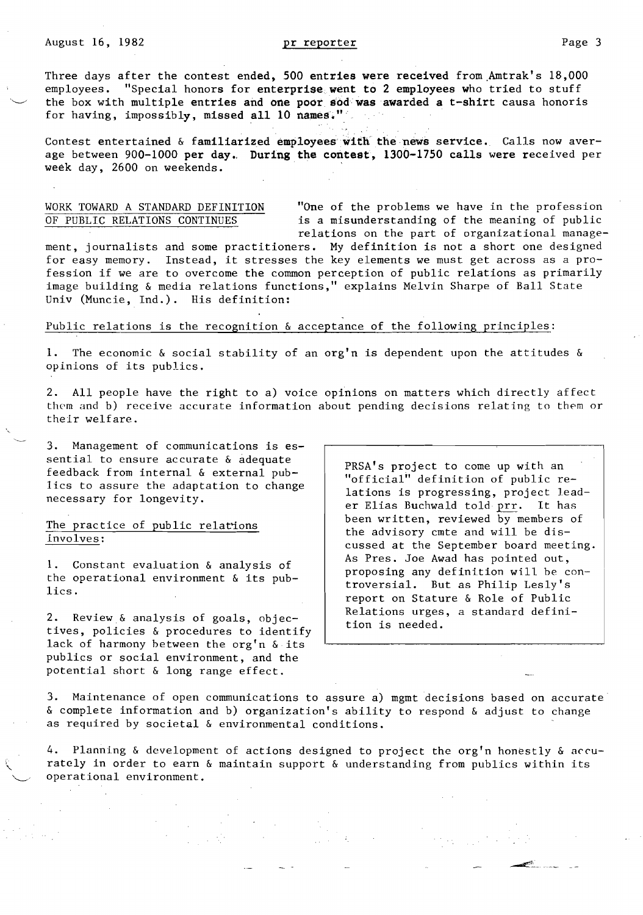Three days after the contest ended, **500 entries were received** from Amtrak's 18,000 employees. "Special honors for **enterprise went to 2 employees** who tried to stuff the box with multiple entries and **one poor sod was awarded a t-shirt** causa honoris for having, impossibly, **missed all 10 names**."

Contest entertained & **familiarized employees with the news service.** Calls now average between 900-1000 per day. **During the contest, 1300-1750 calls** were received per week day, 2600 on weekends.

## WORK TOWARD A STANDARD DEFINITION OF PUBLIC RELATIONS CONTINUES

"One of the problems we have in the profession is a misunderstanding of the meaning of public relations on the part of organizational management, journalists and some practitioners. My definition is not a short one designed for easy memory. Instead, it stresses the key elements we must get across as a profession if we are to overcome the common perception of public relations as primarily image building & media relations functions," explains Melvin Sharpe of Ball State Univ (Muncie, Ind.). His definition:

Public relations is the recognition & acceptance of the following principles:

1. The economic & social stability of an org'n is dependent upon the attitudes & opinions of its publics.

2. All people have the right to a) voice opinions on matters which directly affect them and b) receive accurate information about pending decisions relating to them or their welfare.

3. Management of communications is essential to ensure accurate & adequate feedback from internal & external publics to assure the adaptation to change necessary for longevity.

The practice of public relations involves:

1. Constant evaluation & analysis of the operational environment & its publics.

2. Review & analysis of goals, objectives, policies & procedures to identify lack of harmony between the org'n & its publics or social environment, and the potential short & long range effect.

3. Maintenance of open communications to assure a) mgmt decisions based on accurate & complete information and b) organization's ability to respond & adjust to change as required by societal & environmental conditions.

4. Planning & development of actions designed to project the org'n honestly & accurately in order to earn & maintain support & understanding from publics within its operational environment.

> PRSA's project to come up with an "official" definition of public relations is progressing, project leader Elias Buchwald told prr. It has been written, reviewed by members of the advisory cmte and will be discussed at the September board meeting. As Pres. Joe Awad has pointed out, proposing any definition will be controversial. But as Philip Lesly's report on Stature & Role of Public Relations urges, a standard definition is needed.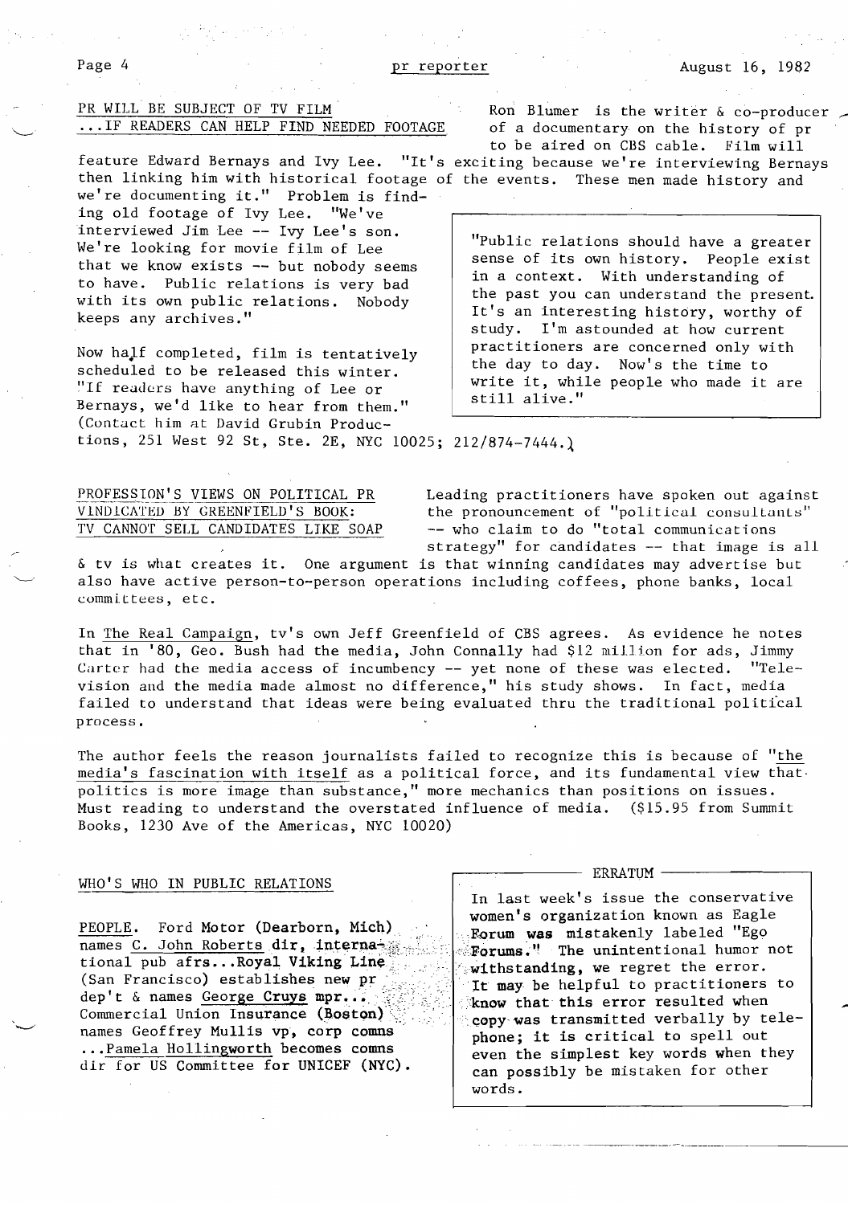## PR WILL BE SUBJECT OF TV FILM ...IF READERS CAN HELP FIND NEEDED FOOTAGE

Ron Blumer is the writer & co-producer of a documentary on the history of pr to be aired on CBS cable. Film will feature Edward Bernays and Ivy Lee. "It's exciting because we're interviewing Bernays then linking him with historical footage of the events. These men made history and we're documenting it." Problem is finding old footage of Ivy Lee. "We've interviewed Jim Lee -- Ivy Lee's son. We're looking for movie film of Lee that we know exists -- but nobody seems to have. Public relations is very bad with its own public relations. Nobody keeps any archives."

> "Public relations should have a greater sense of its own history. People exist in a context. With understanding of the past you can understand the present. It's an interesting history, worthy of study. I'm astounded at how current practitioners are concerned only with the day to day. Now's the time to write it, while people who made it are still alive."

Now half completed, film is tentatively scheduled to be released this winter. "If readers have anything of Lee or Bernays, we'd like to hear from them." (Contact him at David Grubin Productions, 251 West 92 St, Ste. 2E, NYC 10025; 212/874-7444.)

## PROFESSION'S VIEWS ON POLITICAL PR VINDICATED BY GREENFIELD'S BOOK: TV CANNOT SELL CANDIDATES LIKE SOAP

Leading practitioners have spoken out against the pronouncement of "political consultants" -- who claim to do "total communications strategy" for candidates -- that image is all & tv is what creates it. One argument is that winning candidates may advertise but also have active person-to-person operations including coffees, phone banks, local committees, etc.

In The Real Campaign, tv's own Jeff Greenfield of CBS agrees. As evidence he notes that in '80, Geo. Bush had the media, John Connally had $12 million for ads, Jimmy Carter had the media access of incumbency -- yet none of these was elected. "Television and the media made almost no difference," his study shows. In fact, media failed to understand that ideas were being evaluated thru the traditional political process.

The author feels the reason journalists failed to recognize this is because of "the media's fascination with itself as a political force, and its fundamental view that politics is more image than substance," more mechanics than positions on issues. Must reading to understand the overstated influence of media. ($15.95 from Summit Books, 1230 Ave of the Americas, NYC 10020)

## WHO'S WHO IN PUBLIC RELATIONS

PEOPLE. Ford Motor (Dearborn, Mich) names C. John Roberts dir, international pub afrs...Royal Viking Line (San Francisco) establishes new pr dep't & names George Cruys mpr...Commercial Union Insurance (Boston) names Geoffrey Mullis vp, corp comns ...Pamela Hollingworth becomes comns dir for US Committee for UNICEF (NYC).

### ERRATUM

In last week's issue the conservative women's organization known as Eagle Forum was mistakenly labeled "Ego Forums." The unintentional humor notwithstanding, we regret the error. It may be helpful to practitioners to know that this error resulted when copy was transmitted verbally by telephone; it is critical to spell out even the simplest key words when they can possibly be mistaken for other words.